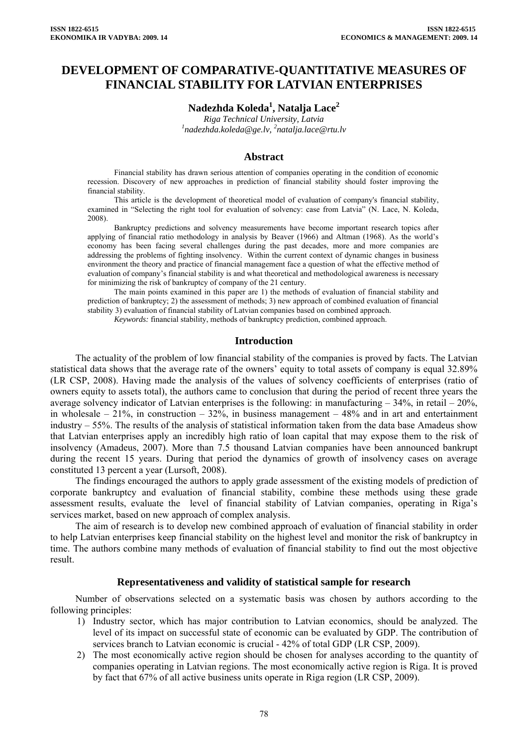# DEVELOPMENT OF COMPARATIVE-QUANTITATIVE MEASURES OF FINANCIAL STABILITY FOR LATVIAN ENTERPRISES

**Nadezhda Koleda[1], Natalja Lace[2]**

*Riga Technical University, Latvia*
*[1]nadezhda.koleda@ge.lv, [2]natalja.lace@rtu.lv*

## Abstract

Financial stability has drawn serious attention of companies operating in the condition of economic recession. Discovery of new approaches in prediction of financial stability should foster improving the financial stability.

This article is the development of theoretical model of evaluation of company's financial stability, examined in "Selecting the right tool for evaluation of solvency: case from Latvia" (N. Lace, N. Koleda, 2008).

Bankruptcy predictions and solvency measurements have become important research topics after applying of financial ratio methodology in analysis by Beaver (1966) and Altman (1968). As the world's economy has been facing several challenges during the past decades, more and more companies are addressing the problems of fighting insolvency. Within the current context of dynamic changes in business environment the theory and practice of financial management face a question of what the effective method of evaluation of company's financial stability is and what theoretical and methodological awareness is necessary for minimizing the risk of bankruptcy of company of the 21 century.

The main points examined in this paper are 1) the methods of evaluation of financial stability and prediction of bankruptcy; 2) the assessment of methods; 3) new approach of combined evaluation of financial stability 3) evaluation of financial stability of Latvian companies based on combined approach.

*Keywords:* financial stability, methods of bankruptcy prediction, combined approach.

## Introduction

The actuality of the problem of low financial stability of the companies is proved by facts. The Latvian statistical data shows that the average rate of the owners' equity to total assets of company is equal 32.89% (LR CSP, 2008). Having made the analysis of the values of solvency coefficients of enterprises (ratio of owners equity to assets total), the authors came to conclusion that during the period of recent three years the average solvency indicator of Latvian enterprises is the following: in manufacturing – 34%, in retail – 20%, in wholesale – 21%, in construction – 32%, in business management – 48% and in art and entertainment industry – 55%. The results of the analysis of statistical information taken from the data base Amadeus show that Latvian enterprises apply an incredibly high ratio of loan capital that may expose them to the risk of insolvency (Amadeus, 2007). More than 7.5 thousand Latvian companies have been announced bankrupt during the recent 15 years. During that period the dynamics of growth of insolvency cases on average constituted 13 percent a year (Lursoft, 2008).

The findings encouraged the authors to apply grade assessment of the existing models of prediction of corporate bankruptcy and evaluation of financial stability, combine these methods using these grade assessment results, evaluate the level of financial stability of Latvian companies, operating in Riga's services market, based on new approach of complex analysis.

The aim of research is to develop new combined approach of evaluation of financial stability in order to help Latvian enterprises keep financial stability on the highest level and monitor the risk of bankruptcy in time. The authors combine many methods of evaluation of financial stability to find out the most objective result.

## Representativeness and validity of statistical sample for research

Number of observations selected on a systematic basis was chosen by authors according to the following principles:

1) Industry sector, which has major contribution to Latvian economics, should be analyzed. The level of its impact on successful state of economic can be evaluated by GDP. The contribution of services branch to Latvian economic is crucial - 42% of total GDP (LR CSP, 2009).
2) The most economically active region should be chosen for analyses according to the quantity of companies operating in Latvian regions. The most economically active region is Riga. It is proved by fact that 67% of all active business units operate in Riga region (LR CSP, 2009).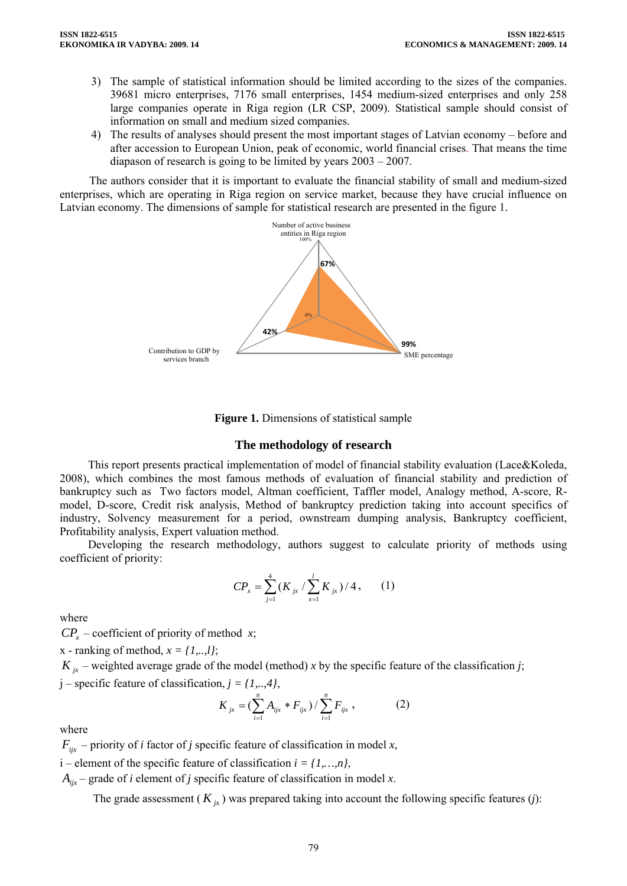3) The sample of statistical information should be limited according to the sizes of the companies. 39681 micro enterprises, 7176 small enterprises, 1454 medium-sized enterprises and only 258 large companies operate in Riga region (LR CSP, 2009). Statistical sample should consist of information on small and medium sized companies.
4) The results of analyses should present the most important stages of Latvian economy – before and after accession to European Union, peak of economic, world financial crises. That means the time diapason of research is going to be limited by years 2003 – 2007.

The authors consider that it is important to evaluate the financial stability of small and medium-sized enterprises, which are operating in Riga region on service market, because they have crucial influence on Latvian economy. The dimensions of sample for statistical research are presented in the figure 1.

Number of active business entities in Riga region: 67%; SME percentage: 99%; Contribution to GDP by services branch: 42%

**Figure 1.** Dimensions of statistical sample

## The methodology of research

This report presents practical implementation of model of financial stability evaluation (Lace&Koleda, 2008), which combines the most famous methods of evaluation of financial stability and prediction of bankruptcy such as Two factors model, Altman coefficient, Taffler model, Analogy method, A-score, R-model, D-score, Credit risk analysis, Method of bankruptcy prediction taking into account specifics of industry, Solvency measurement for a period, ownstream dumping analysis, Bankruptcy coefficient, Profitability analysis, Expert valuation method.

Developing the research methodology, authors suggest to calculate priority of methods using coefficient of priority:

$$CP_x = \sum_{j=1}^{4} (K_{jx} / \sum_{x=1}^{l} K_{jx}) / 4, \qquad (1)$$

where

$CP_x$ – coefficient of priority of method $x$;

x - ranking of method, $x = \{1,..,l\}$;

$K_{jx}$ – weighted average grade of the model (method) $x$ by the specific feature of the classification $j$;

j – specific feature of classification, $j = \{1,..,4\}$,

$$K_{jx} = (\sum_{i=1}^{n} A_{ijx} * F_{ijx}) / \sum_{i=1}^{n} F_{ijx}, \qquad (2)$$

where

$F_{ijx}$ – priority of $i$ factor of $j$ specific feature of classification in model $x$,

i – element of the specific feature of classification $i = \{1,\ldots,n\}$,

$A_{ijx}$ – grade of $i$ element of $j$ specific feature of classification in model $x$.

The grade assessment ($K_{jx}$) was prepared taking into account the following specific features ($j$):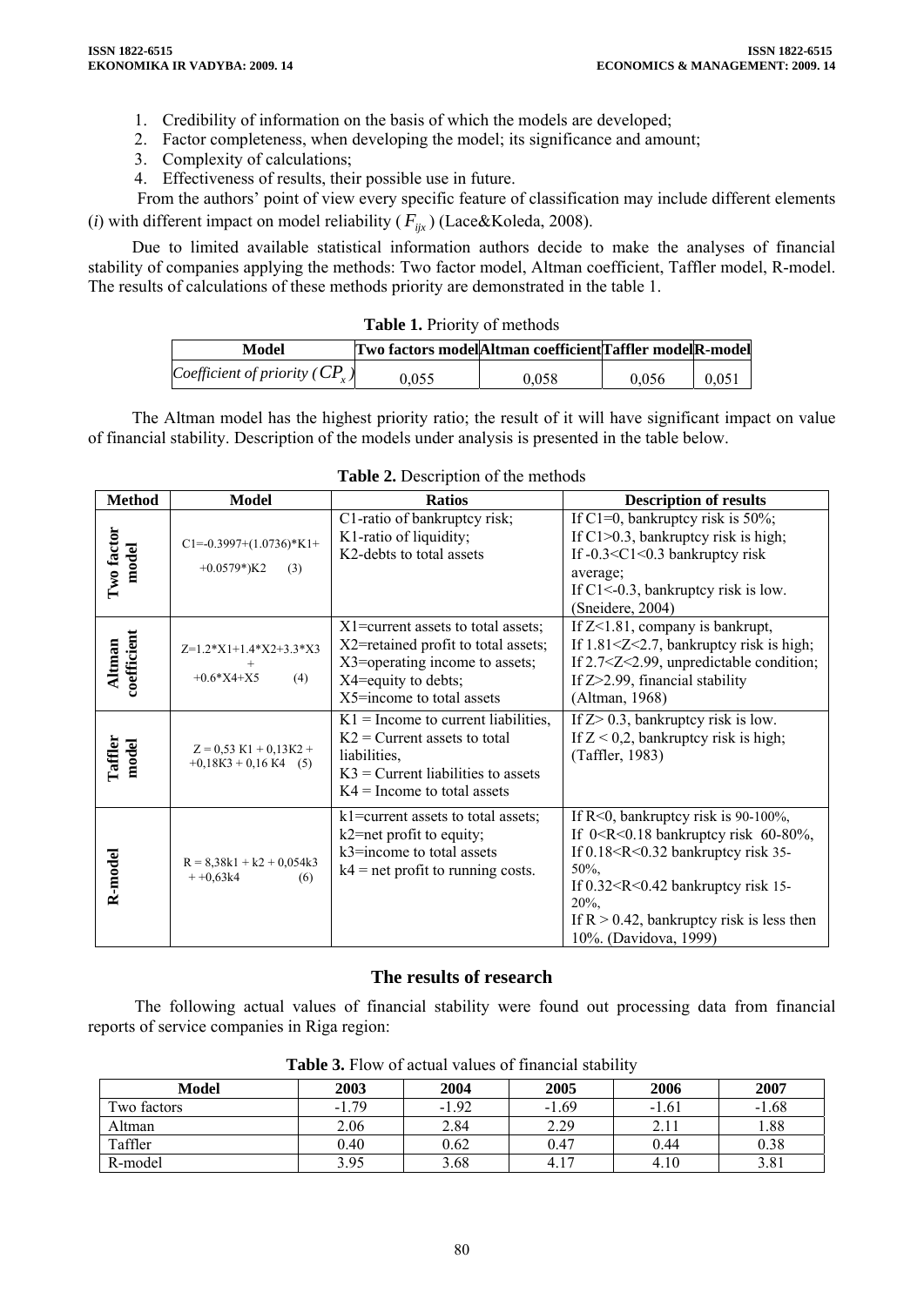1. Credibility of information on the basis of which the models are developed;
2. Factor completeness, when developing the model; its significance and amount;
3. Complexity of calculations;
4. Effectiveness of results, their possible use in future.

From the authors' point of view every specific feature of classification may include different elements ($i$) with different impact on model reliability ($F_{ijx}$) (Lace&Koleda, 2008).

Due to limited available statistical information authors decide to make the analyses of financial stability of companies applying the methods: Two factor model, Altman coefficient, Taffler model, R-model. The results of calculations of these methods priority are demonstrated in the table 1.

**Table 1.** Priority of methods

| Model | Two factors model | Altman coefficient | Taffler model | R-model |
|---|---|---|---|---|
| *Coefficient of priority* ($CP_x$) | 0,055 | 0,058 | 0,056 | 0,051 |

The Altman model has the highest priority ratio; the result of it will have significant impact on value of financial stability. Description of the models under analysis is presented in the table below.

**Table 2.** Description of the methods

| Method | Model | Ratios | Description of results |
|---|---|---|---|
| Two factor model | C1=-0.3997+(1.0736)\*K1+ +0.0579\*)K2 (3) | C1-ratio of bankruptcy risk; K1-ratio of liquidity; K2-debts to total assets | If C1=0, bankruptcy risk is 50%; If C1>0.3, bankruptcy risk is high; If -0.3<C1<0.3 bankruptcy risk average; If C1<-0.3, bankruptcy risk is low. (Sneidere, 2004) |
| Altman coefficient | Z=1.2\*X1+1.4\*X2+3.3\*X3 + +0.6\*X4+X5 (4) | X1=current assets to total assets; X2=retained profit to total assets; X3=operating income to assets; X4=equity to debts; X5=income to total assets | If Z<1.81, company is bankrupt, If 1.81<Z<2.7, bankruptcy risk is high; If 2.7<Z<2.99, unpredictable condition; If Z>2.99, financial stability (Altman, 1968) |
| Taffler model | Z = 0,53 K1 + 0,13K2 + +0,18K3 + 0,16 K4 (5) | K1 = Income to current liabilities, K2 = Current assets to total liabilities, K3 = Current liabilities to assets K4 = Income to total assets | If Z> 0.3, bankruptcy risk is low. If Z < 0,2, bankruptcy risk is high; (Taffler, 1983) |
| R-model | R = 8,38k1 + k2 + 0,054k3 + +0,63k4 (6) | k1=current assets to total assets; k2=net profit to equity; k3=income to total assets k4 = net profit to running costs. | If R<0, bankruptcy risk is 90-100%, If 0<R<0.18 bankruptcy risk 60-80%, If 0.18<R<0.32 bankruptcy risk 35-50%, If 0.32<R<0.42 bankruptcy risk 15-20%, If R > 0.42, bankruptcy risk is less then 10%. (Davidova, 1999) |

## The results of research

The following actual values of financial stability were found out processing data from financial reports of service companies in Riga region:

**Table 3.** Flow of actual values of financial stability

| Model | 2003 | 2004 | 2005 | 2006 | 2007 |
|---|---|---|---|---|---|
| Two factors | -1.79 | -1.92 | -1.69 | -1.61 | -1.68 |
| Altman | 2.06 | 2.84 | 2.29 | 2.11 | 1.88 |
| Taffler | 0.40 | 0.62 | 0.47 | 0.44 | 0.38 |
| R-model | 3.95 | 3.68 | 4.17 | 4.10 | 3.81 |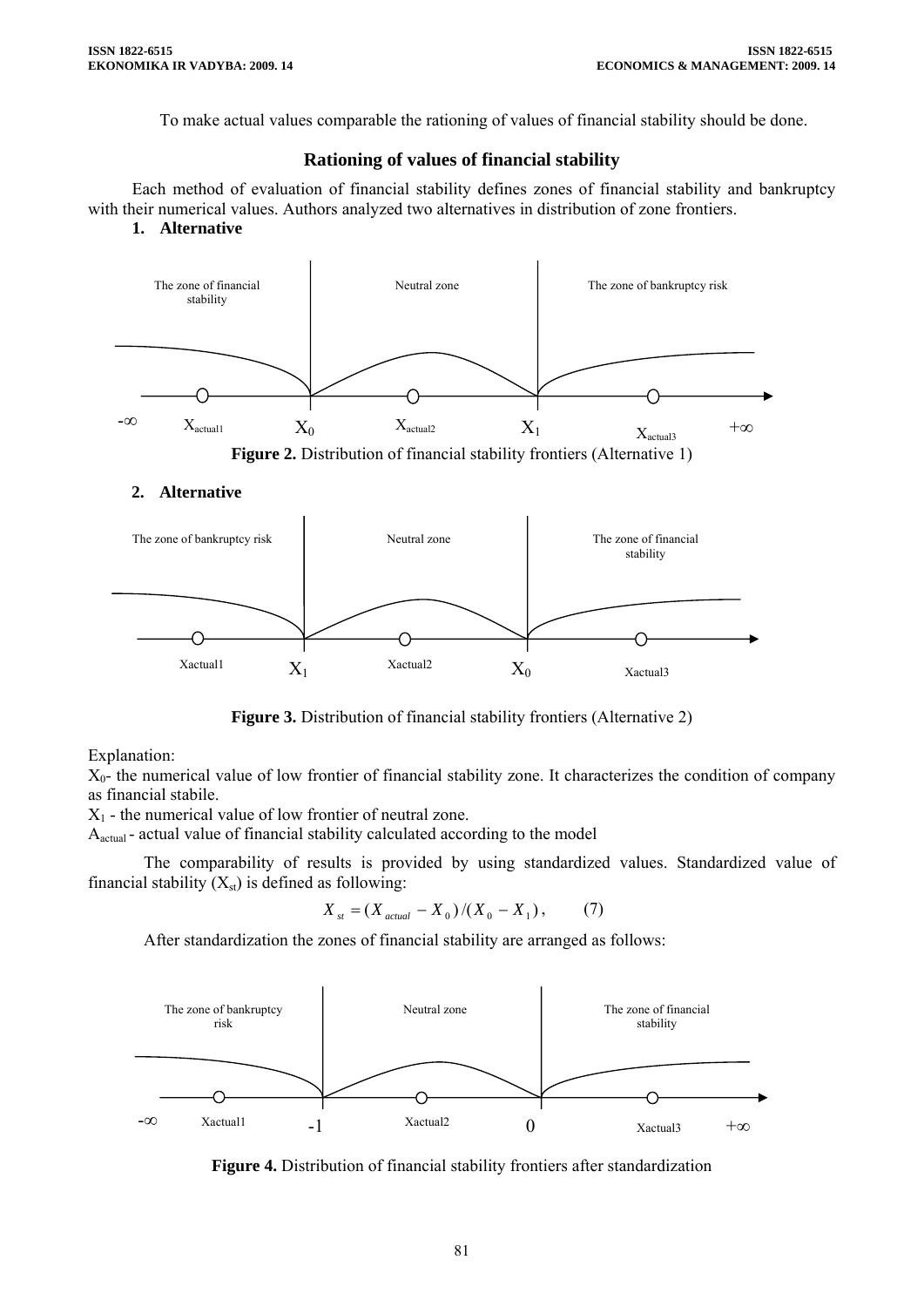To make actual values comparable the rationing of values of financial stability should be done.

## Rationing of values of financial stability

Each method of evaluation of financial stability defines zones of financial stability and bankruptcy with their numerical values. Authors analyzed two alternatives in distribution of zone frontiers.

**1. Alternative**

The zone of financial stability | Neutral zone | The zone of bankruptcy risk

$-\infty$ $X_{actual1}$ $X_0$ $X_{actual2}$ $X_1$ $X_{actual3}$ $+\infty$

**Figure 2.** Distribution of financial stability frontiers (Alternative 1)

**2. Alternative**

The zone of bankruptcy risk | Neutral zone | The zone of financial stability

Xactual1 $X_1$ Xactual2 $X_0$ Xactual3

**Figure 3.** Distribution of financial stability frontiers (Alternative 2)

Explanation:

$X_0$- the numerical value of low frontier of financial stability zone. It characterizes the condition of company as financial stabile.

$X_1$ - the numerical value of low frontier of neutral zone.

$A_{actual}$ - actual value of financial stability calculated according to the model

The comparability of results is provided by using standardized values. Standardized value of financial stability ($X_{st}$) is defined as following:

$$X_{st} = (X_{actual} - X_0)/(X_0 - X_1), \qquad (7)$$

After standardization the zones of financial stability are arranged as follows:

The zone of bankruptcy risk | Neutral zone | The zone of financial stability

$-\infty$ Xactual1 -1 Xactual2 0 Xactual3 $+\infty$

**Figure 4.** Distribution of financial stability frontiers after standardization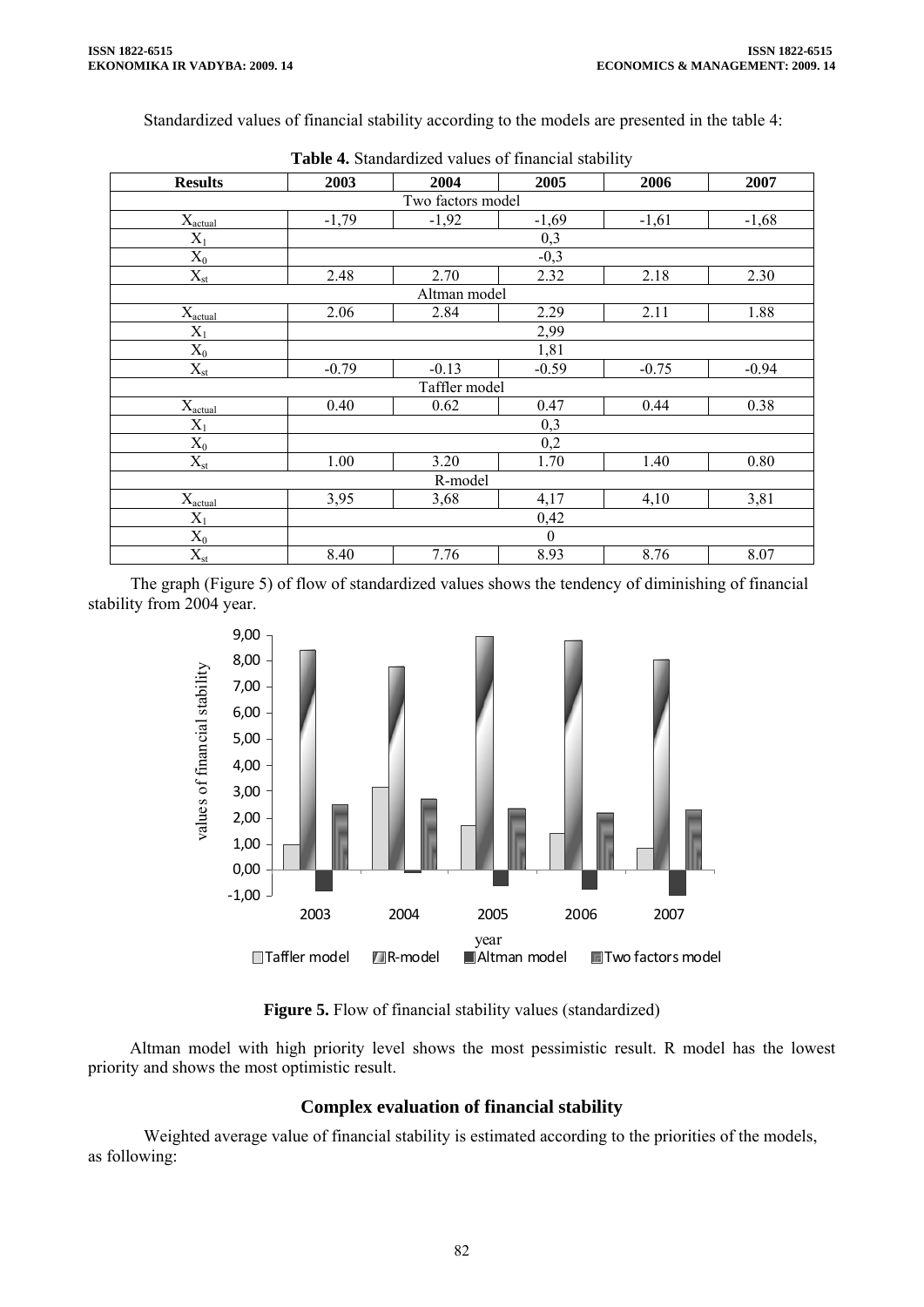Standardized values of financial stability according to the models are presented in the table 4:

**Table 4.** Standardized values of financial stability

| Results | 2003 | 2004 | 2005 | 2006 | 2007 |
|---|---|---|---|---|---|
| Two factors model | | | | | |
| $X_{actual}$ | -1,79 | -1,92 | -1,69 | -1,61 | -1,68 |
| $X_1$ | 0,3 | | | | |
| $X_0$ | -0,3 | | | | |
| $X_{st}$ | 2.48 | 2.70 | 2.32 | 2.18 | 2.30 |
| Altman model | | | | | |
| $X_{actual}$ | 2.06 | 2.84 | 2.29 | 2.11 | 1.88 |
| $X_1$ | 2,99 | | | | |
| $X_0$ | 1,81 | | | | |
| $X_{st}$ | -0.79 | -0.13 | -0.59 | -0.75 | -0.94 |
| Taffler model | | | | | |
| $X_{actual}$ | 0.40 | 0.62 | 0.47 | 0.44 | 0.38 |
| $X_1$ | 0,3 | | | | |
| $X_0$ | 0,2 | | | | |
| $X_{st}$ | 1.00 | 3.20 | 1.70 | 1.40 | 0.80 |
| R-model | | | | | |
| $X_{actual}$ | 3,95 | 3,68 | 4,17 | 4,10 | 3,81 |
| $X_1$ | 0,42 | | | | |
| $X_0$ | 0 | | | | |
| $X_{st}$ | 8.40 | 7.76 | 8.93 | 8.76 | 8.07 |

The graph (Figure 5) of flow of standardized values shows the tendency of diminishing of financial stability from 2004 year.

**Figure 5.** Flow of financial stability values (standardized)

Altman model with high priority level shows the most pessimistic result. R model has the lowest priority and shows the most optimistic result.

## Complex evaluation of financial stability

Weighted average value of financial stability is estimated according to the priorities of the models, as following: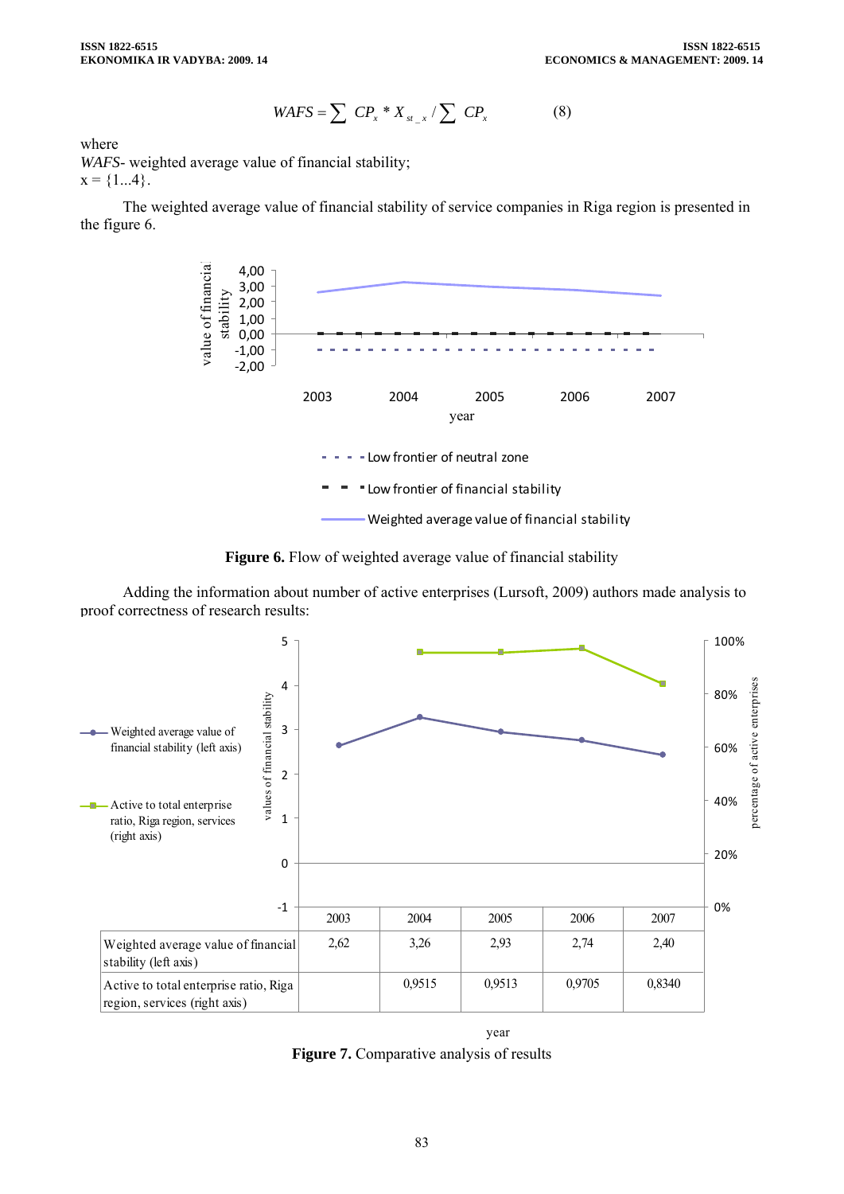$$WAFS = \sum CP_x * X_{st\_x} / \sum CP_x \qquad (8)$$

where

*WAFS*- weighted average value of financial stability;

x = {1...4}.

The weighted average value of financial stability of service companies in Riga region is presented in the figure 6.

**Figure 6.** Flow of weighted average value of financial stability

Adding the information about number of active enterprises (Lursoft, 2009) authors made analysis to proof correctness of research results:

| | 2003 | 2004 | 2005 | 2006 | 2007 |
|---|---|---|---|---|---|
| Weighted average value of financial stability (left axis) | 2,62 | 3,26 | 2,93 | 2,74 | 2,40 |
| Active to total enterprise ratio, Riga region, services (right axis) | | 0,9515 | 0,9513 | 0,9705 | 0,8340 |

**Figure 7.** Comparative analysis of results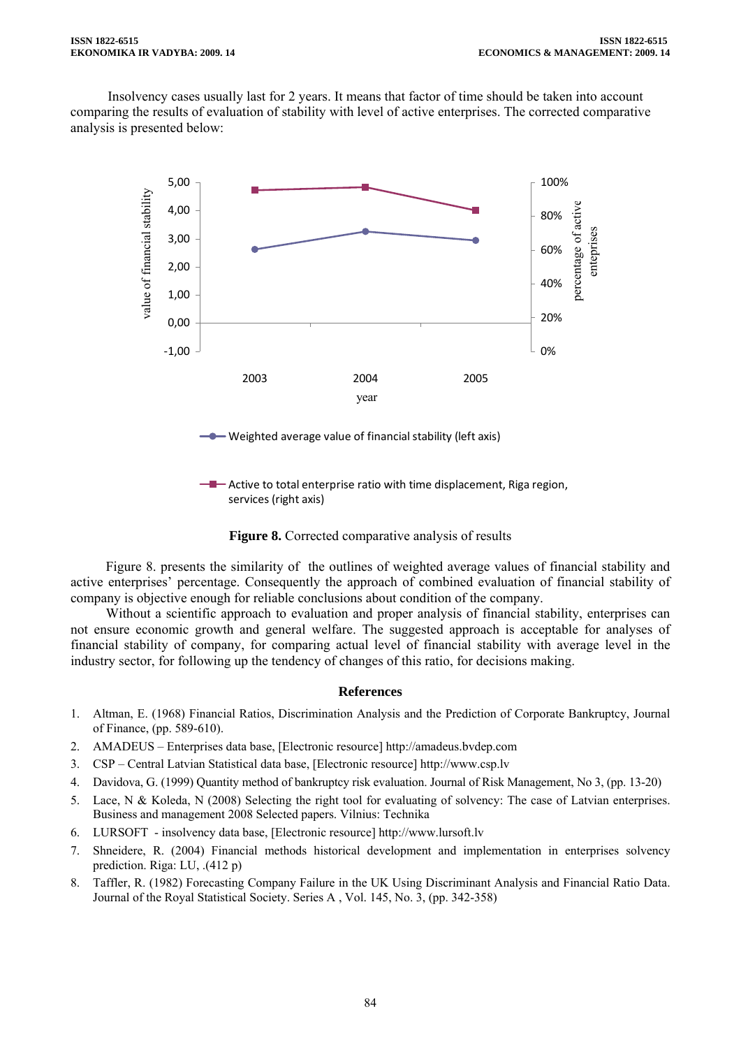Insolvency cases usually last for 2 years. It means that factor of time should be taken into account comparing the results of evaluation of stability with level of active enterprises. The corrected comparative analysis is presented below:

value of financial stability

5,00
4,00
3,00
2,00
1,00
0,00
-1,00

100%
80%
60%
40%
20%
0%

percentage of active enteprises

2003
2004
2005

year

Weighted average value of financial stability (left axis)

Active to total enterprise ratio with time displacement, Riga region, services (right axis)

**Figure 8.** Corrected comparative analysis of results

Figure 8. presents the similarity of the outlines of weighted average values of financial stability and active enterprises' percentage. Consequently the approach of combined evaluation of financial stability of company is objective enough for reliable conclusions about condition of the company.

Without a scientific approach to evaluation and proper analysis of financial stability, enterprises can not ensure economic growth and general welfare. The suggested approach is acceptable for analyses of financial stability of company, for comparing actual level of financial stability with average level in the industry sector, for following up the tendency of changes of this ratio, for decisions making.

## References

1. Altman, E. (1968) Financial Ratios, Discrimination Analysis and the Prediction of Corporate Bankruptcy, Journal of Finance, (pp. 589-610).
2. AMADEUS – Enterprises data base, [Electronic resource] http://amadeus.bvdep.com
3. CSP – Central Latvian Statistical data base, [Electronic resource] http://www.csp.lv
4. Davidova, G. (1999) Quantity method of bankruptcy risk evaluation. Journal of Risk Management, No 3, (pp. 13-20)
5. Lace, N & Koleda, N (2008) Selecting the right tool for evaluating of solvency: The case of Latvian enterprises. Business and management 2008 Selected papers. Vilnius: Technika
6. LURSOFT - insolvency data base, [Electronic resource] http://www.lursoft.lv
7. Shneidere, R. (2004) Financial methods historical development and implementation in enterprises solvency prediction. Riga: LU, .(412 p)
8. Taffler, R. (1982) Forecasting Company Failure in the UK Using Discriminant Analysis and Financial Ratio Data. Journal of the Royal Statistical Society. Series A , Vol. 145, No. 3, (pp. 342-358)